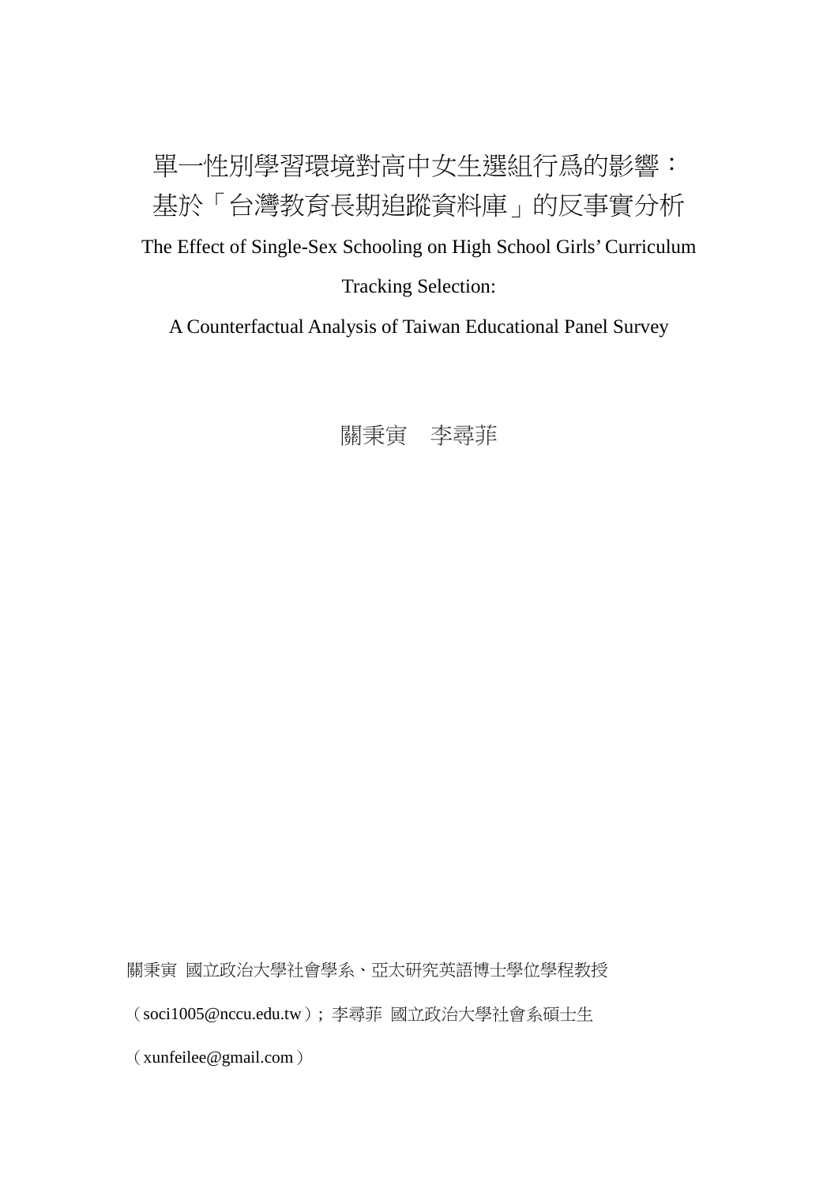# 單一性別學習環境對高中女生選組行爲的影響：基於「台灣教育長期追蹤資料庫」的反事實分析

The Effect of Single-Sex Schooling on High School Girls' Curriculum Tracking Selection:

A Counterfactual Analysis of Taiwan Educational Panel Survey

關秉寅　李尋菲

關秉寅 國立政治大學社會學系、亞太研究英語博士學位學程教授（soci1005@nccu.edu.tw）；李尋菲 國立政治大學社會系碩士生（xunfeilee@gmail.com）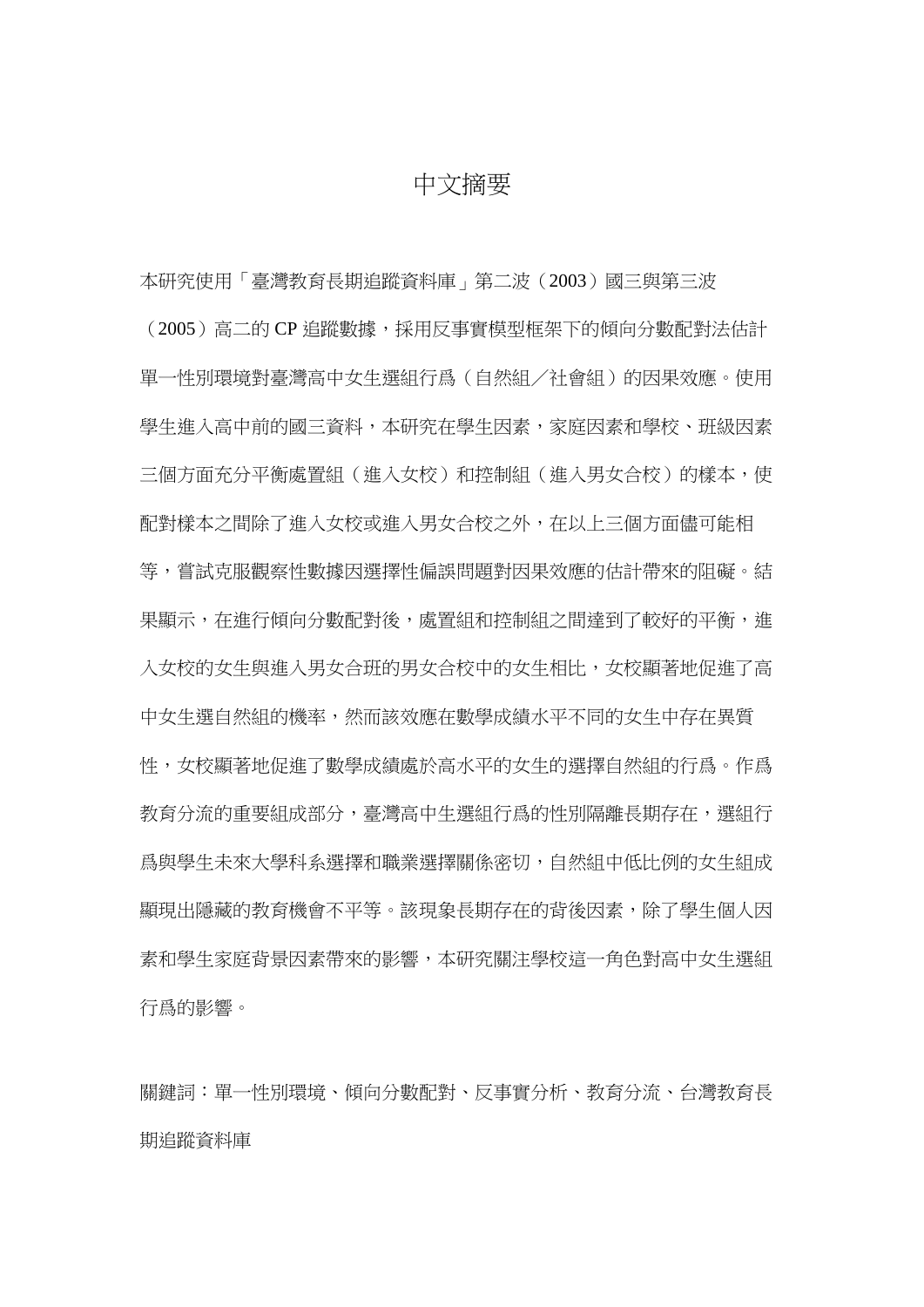# 中文摘要

本研究使用「臺灣教育長期追蹤資料庫」第二波（2003）國三與第三波（2005）高二的 CP 追蹤數據，採用反事實模型框架下的傾向分數配對法估計單一性別環境對臺灣高中女生選組行爲（自然組／社會組）的因果效應。使用學生進入高中前的國三資料，本研究在學生因素，家庭因素和學校、班級因素三個方面充分平衡處置組（進入女校）和控制組（進入男女合校）的樣本，使配對樣本之間除了進入女校或進入男女合校之外，在以上三個方面儘可能相等，嘗試克服觀察性數據因選擇性偏誤問題對因果效應的估計帶來的阻礙。結果顯示，在進行傾向分數配對後，處置組和控制組之間達到了較好的平衡，進入女校的女生與進入男女合班的男女合校中的女生相比，女校顯著地促進了高中女生選自然組的機率，然而該效應在數學成績水平不同的女生中存在異質性，女校顯著地促進了數學成績處於高水平的女生的選擇自然組的行爲。作爲教育分流的重要組成部分，臺灣高中生選組行爲的性別隔離長期存在，選組行爲與學生未來大學科系選擇和職業選擇關係密切，自然組中低比例的女生組成顯現出隱藏的教育機會不平等。該現象長期存在的背後因素，除了學生個人因素和學生家庭背景因素帶來的影響，本研究關注學校這一角色對高中女生選組行爲的影響。

關鍵詞：單一性別環境、傾向分數配對、反事實分析、教育分流、台灣教育長期追蹤資料庫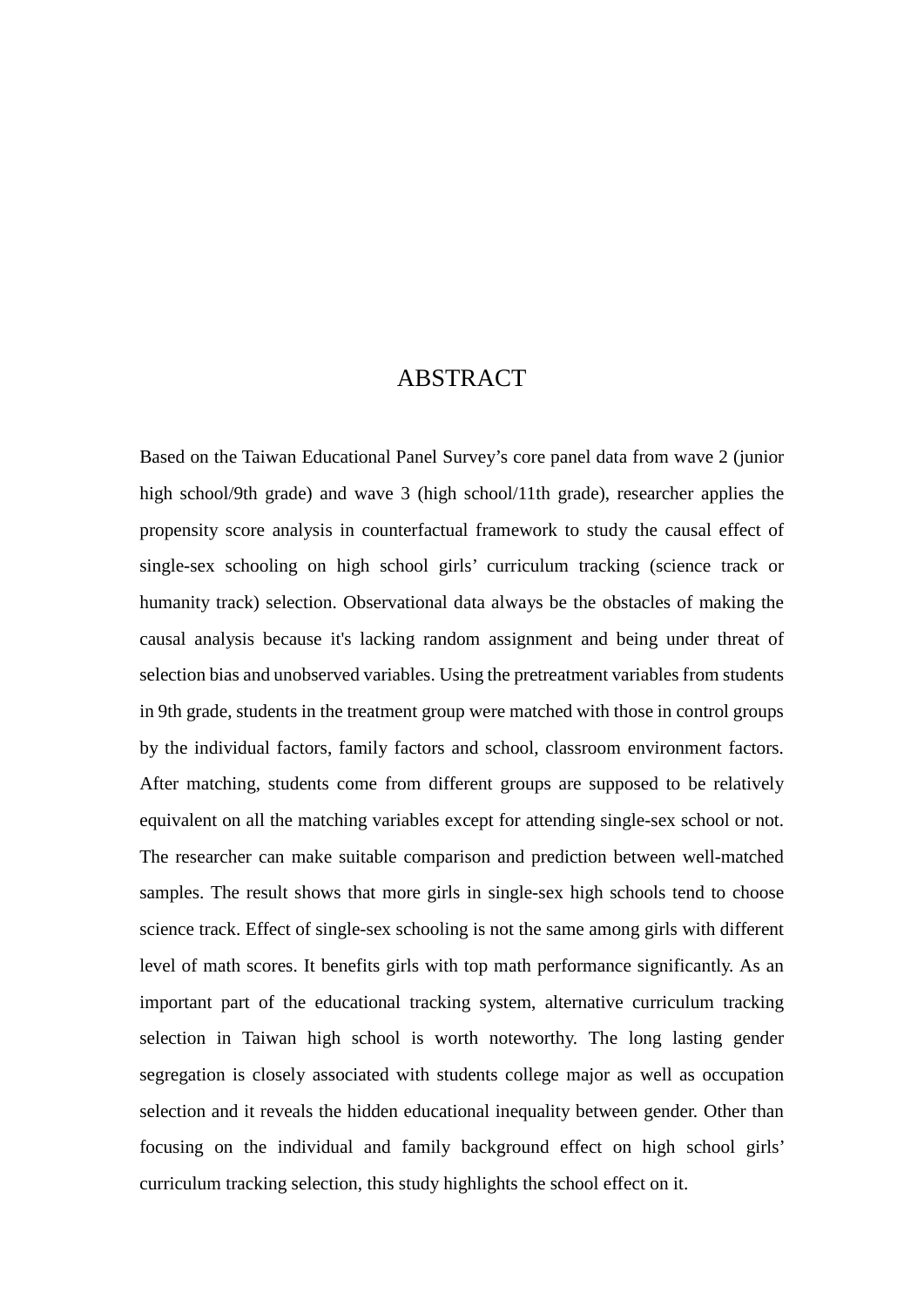# ABSTRACT

Based on the Taiwan Educational Panel Survey's core panel data from wave 2 (junior high school/9th grade) and wave 3 (high school/11th grade), researcher applies the propensity score analysis in counterfactual framework to study the causal effect of single-sex schooling on high school girls' curriculum tracking (science track or humanity track) selection. Observational data always be the obstacles of making the causal analysis because it's lacking random assignment and being under threat of selection bias and unobserved variables. Using the pretreatment variables from students in 9th grade, students in the treatment group were matched with those in control groups by the individual factors, family factors and school, classroom environment factors. After matching, students come from different groups are supposed to be relatively equivalent on all the matching variables except for attending single-sex school or not. The researcher can make suitable comparison and prediction between well-matched samples. The result shows that more girls in single-sex high schools tend to choose science track. Effect of single-sex schooling is not the same among girls with different level of math scores. It benefits girls with top math performance significantly. As an important part of the educational tracking system, alternative curriculum tracking selection in Taiwan high school is worth noteworthy. The long lasting gender segregation is closely associated with students college major as well as occupation selection and it reveals the hidden educational inequality between gender. Other than focusing on the individual and family background effect on high school girls' curriculum tracking selection, this study highlights the school effect on it.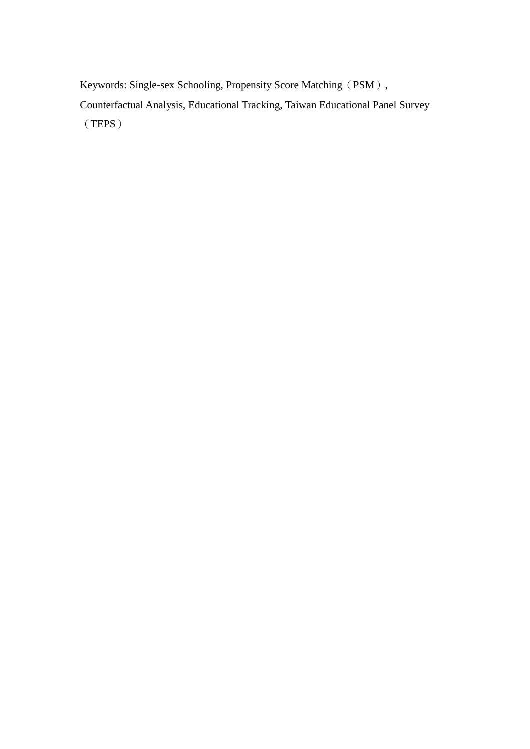Keywords: Single-sex Schooling, Propensity Score Matching（PSM）, Counterfactual Analysis, Educational Tracking, Taiwan Educational Panel Survey（TEPS）